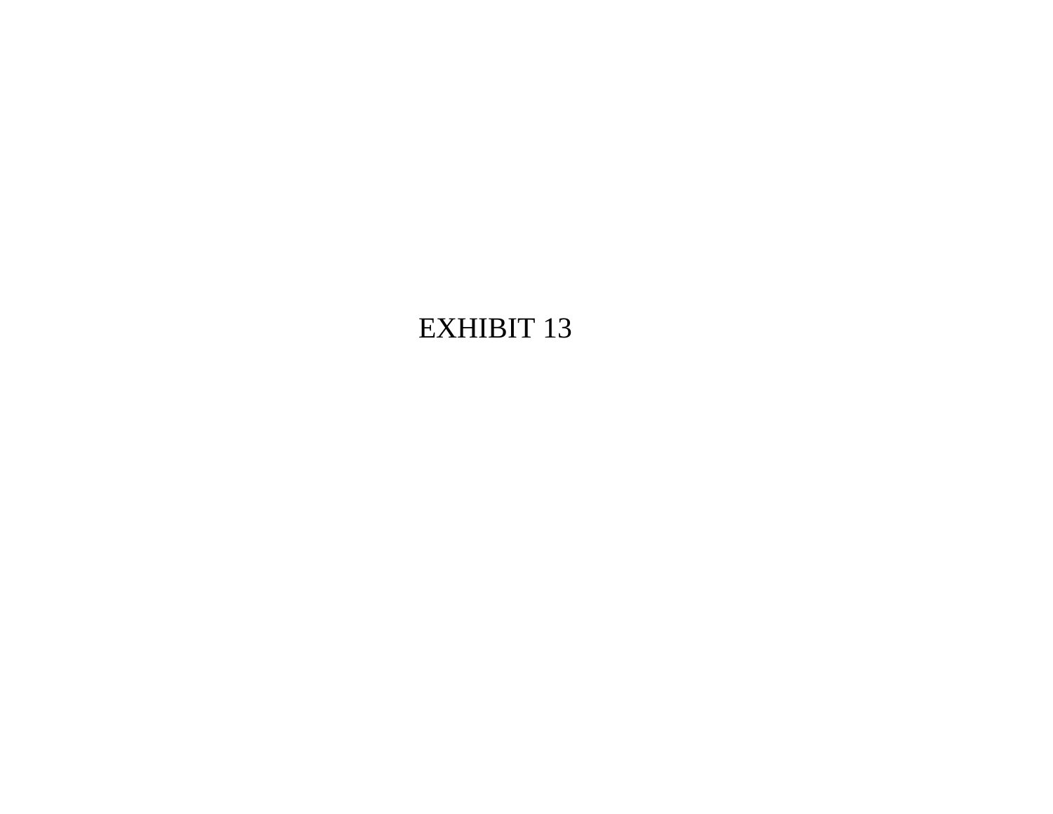# EXHIBIT 13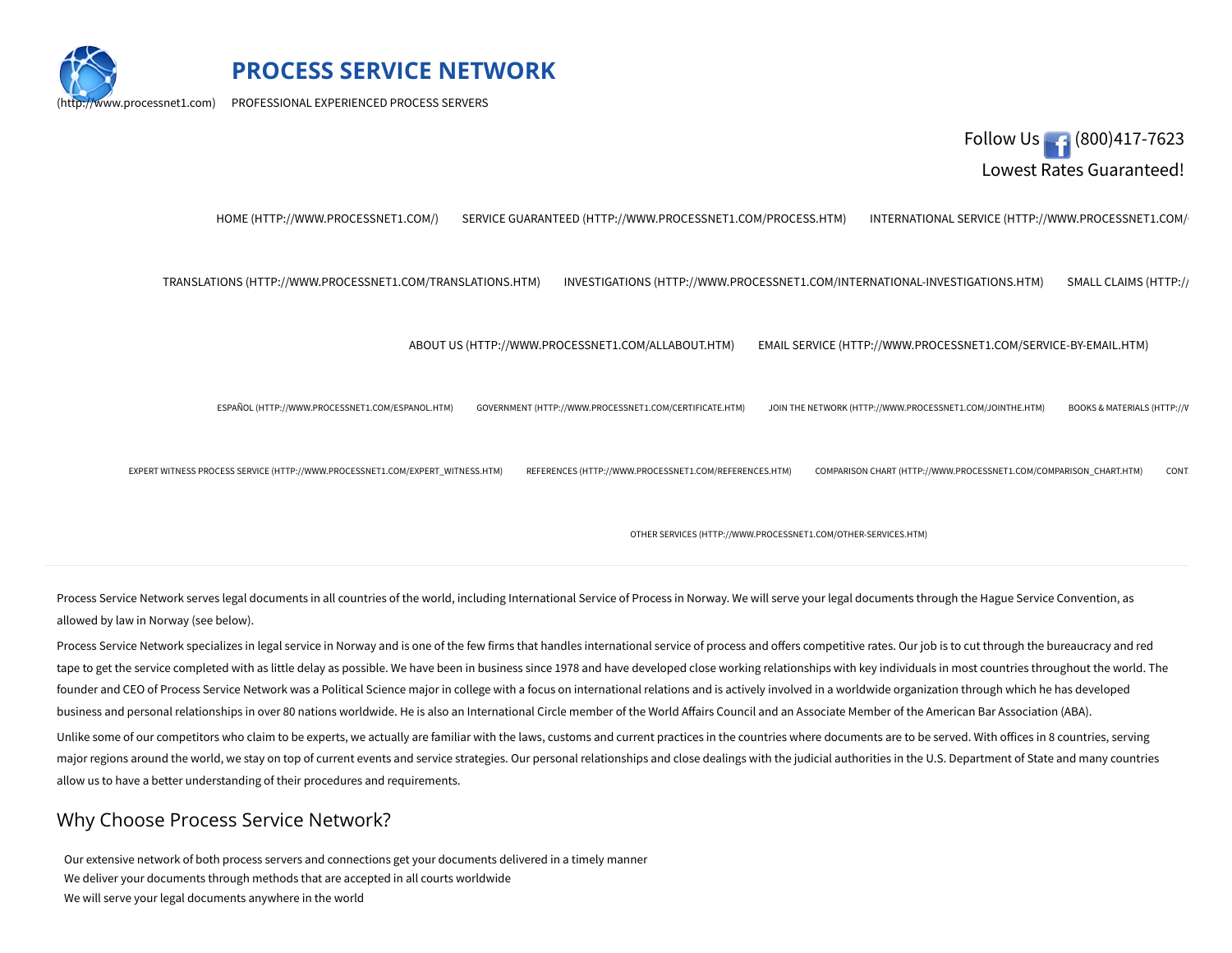(http://www.processnet1.com) **PROCESS SERVICE NETWORK**

PROFESSIONAL EXPERIENCED PROCESS SERVERS

Follow Us (800)417-7623

Lowest Rates Guaranteed!

HOME (HTTP://WWW.PROCESSNET1.COM/) SERVICE GUARANTEED (HTTP://WWW.PROCESSNET1.COM/PROCESS.HTM) INTERNATIONAL SERVICE (HTTP://WWW.PROCESSNET1.COM/

TRANSLATIONS (HTTP://WWW.PROCESSNET1.COM/TRANSLATIONS.HTM) INVESTIGATIONS (HTTP://WWW.PROCESSNET1.COM/INTERNATIONAL-INVESTIGATIONS.HTM) SMALL CLAIMS (HTTP://

ABOUT US (HTTP://WWW.PROCESSNET1.COM/ALLABOUT.HTM) EMAIL SERVICE (HTTP://WWW.PROCESSNET1.COM/SERVICE-BY-EMAIL.HTM)

ESPAÑOL (HTTP://WWW.PROCESSNET1.COM/ESPANOL.HTM) GOVERNMENT (HTTP://WWW.PROCESSNET1.COM/CERTIFICATE.HTM) JOIN THE NETWORK (HTTP://WWW.PROCESSNET1.COM/JOINTHE.HTM) BOOKS & MATERIALS (HTTP://W

EXPERT WITNESS PROCESS SERVICE (HTTP://WWW.PROCESSNET1.COM/EXPERT_WITNESS.HTM) REFERENCES (HTTP://WWW.PROCESSNET1.COM/REFERENCES.HTM) COMPARISON CHART (HTTP://WWW.PROCESSNET1.COM/COMPARISON_CHART.HTM) CONT

OTHER SERVICES (HTTP://WWW.PROCESSNET1.COM/OTHER-SERVICES.HTM)

---

Process Service Network serves legal documents in all countries of the world, including International Service of Process in Norway. We will serve your legal documents through the Hague Service Convention, as allowed by law in Norway (see below).

Process Service Network specializes in legal service in Norway and is one of the few firms that handles international service of process and offers competitive rates. Our job is to cut through the bureaucracy and red tape to get the service completed with as little delay as possible. We have been in business since 1978 and have developed close working relationships with key individuals in most countries throughout the world. The founder and CEO of Process Service Network was a Political Science major in college with a focus on international relations and is actively involved in a worldwide organization through which he has developed business and personal relationships in over 80 nations worldwide. He is also an International Circle member of the World Affairs Council and an Associate Member of the American Bar Association (ABA).

Unlike some of our competitors who claim to be experts, we actually are familiar with the laws, customs and current practices in the countries where documents are to be served. With offices in 8 countries, serving major regions around the world, we stay on top of current events and service strategies. Our personal relationships and close dealings with the judicial authorities in the U.S. Department of State and many countries allow us to have a better understanding of their procedures and requirements.

## Why Choose Process Service Network?

- Our extensive network of both process servers and connections get your documents delivered in a timely manner
- We deliver your documents through methods that are accepted in all courts worldwide
- We will serve your legal documents anywhere in the world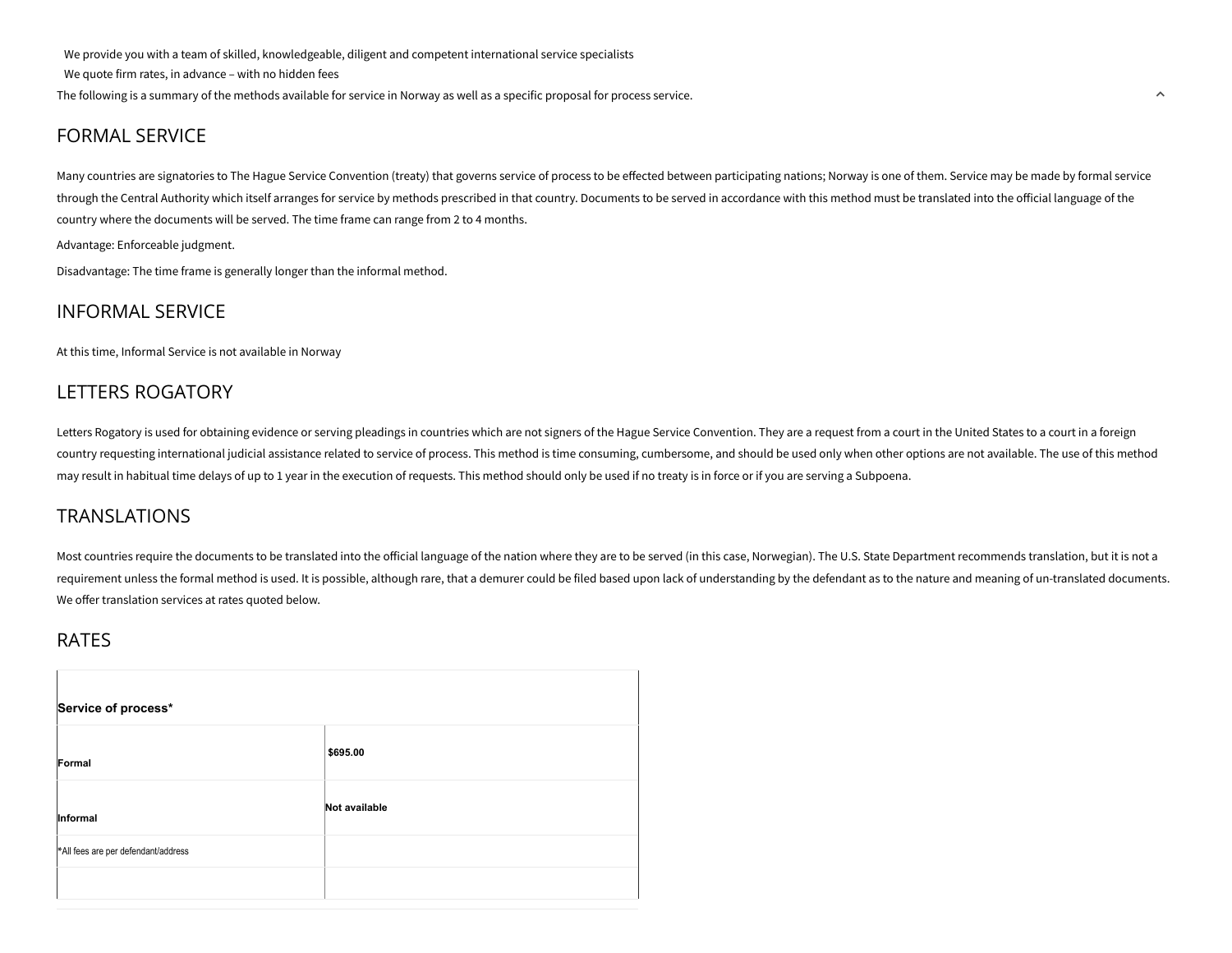We provide you with a team of skilled, knowledgeable, diligent and competent international service specialists

We quote firm rates, in advance – with no hidden fees

The following is a summary of the methods available for service in Norway as well as a specific proposal for process service.

## FORMAL SERVICE

Many countries are signatories to The Hague Service Convention (treaty) that governs service of process to be effected between participating nations; Norway is one of them. Service may be made by formal service through the Central Authority which itself arranges for service by methods prescribed in that country. Documents to be served in accordance with this method must be translated into the official language of the country where the documents will be served. The time frame can range from 2 to 4 months.

Advantage: Enforceable judgment.

Disadvantage: The time frame is generally longer than the informal method.

## INFORMAL SERVICE

At this time, Informal Service is not available in Norway

## LETTERS ROGATORY

Letters Rogatory is used for obtaining evidence or serving pleadings in countries which are not signers of the Hague Service Convention. They are a request from a court in the United States to a court in a foreign country requesting international judicial assistance related to service of process. This method is time consuming, cumbersome, and should be used only when other options are not available. The use of this method may result in habitual time delays of up to 1 year in the execution of requests. This method should only be used if no treaty is in force or if you are serving a Subpoena.

## TRANSLATIONS

Most countries require the documents to be translated into the official language of the nation where they are to be served (in this case, Norwegian). The U.S. State Department recommends translation, but it is not a requirement unless the formal method is used. It is possible, although rare, that a demurer could be filed based upon lack of understanding by the defendant as to the nature and meaning of un-translated documents. We offer translation services at rates quoted below.

## RATES

| **Service of process*** | |
|---|---|
| **Formal** | **$695.00** |
| **Informal** | **Not available** |
| *All fees are per defendant/address | |
| | |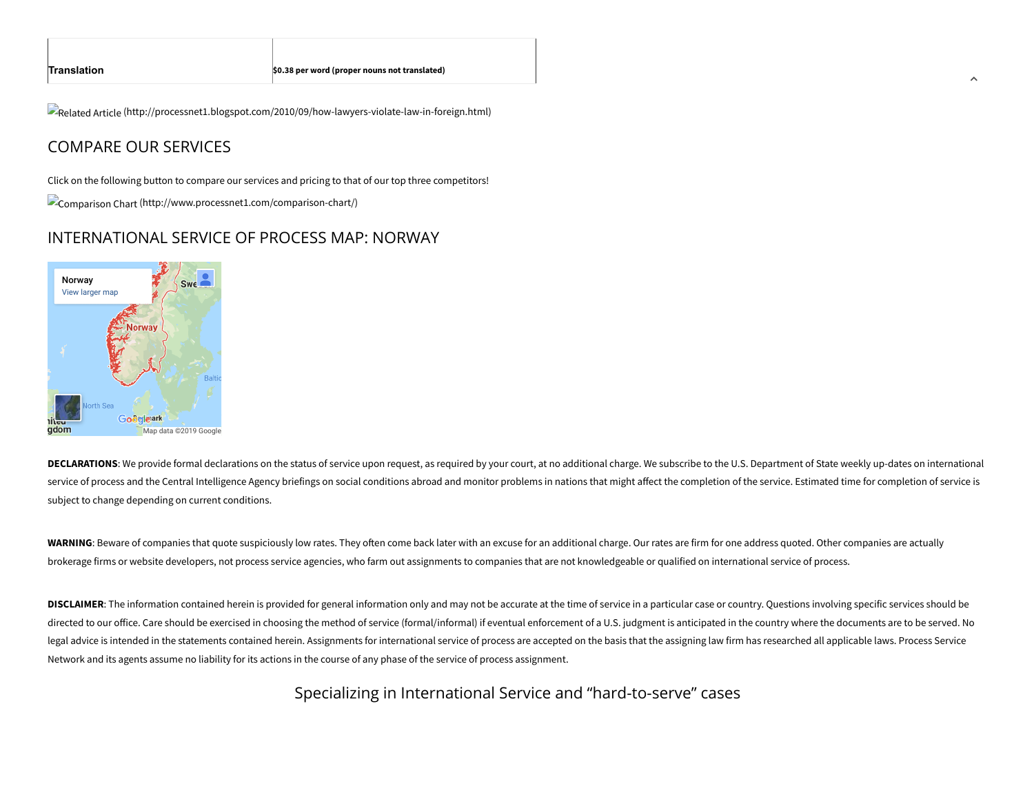| Translation | $0.38 per word (proper nouns not translated) |
|---|---|

Related Article (http://processnet1.blogspot.com/2010/09/how-lawyers-violate-law-in-foreign.html)

## COMPARE OUR SERVICES

Click on the following button to compare our services and pricing to that of our top three competitors!

Comparison Chart (http://www.processnet1.com/comparison-chart/)

## INTERNATIONAL SERVICE OF PROCESS MAP: NORWAY

**DECLARATIONS**: We provide formal declarations on the status of service upon request, as required by your court, at no additional charge. We subscribe to the U.S. Department of State weekly up-dates on international service of process and the Central Intelligence Agency briefings on social conditions abroad and monitor problems in nations that might affect the completion of the service. Estimated time for completion of service is subject to change depending on current conditions.

**WARNING**: Beware of companies that quote suspiciously low rates. They often come back later with an excuse for an additional charge. Our rates are firm for one address quoted. Other companies are actually brokerage firms or website developers, not process service agencies, who farm out assignments to companies that are not knowledgeable or qualified on international service of process.

**DISCLAIMER**: The information contained herein is provided for general information only and may not be accurate at the time of service in a particular case or country. Questions involving specific services should be directed to our office. Care should be exercised in choosing the method of service (formal/informal) if eventual enforcement of a U.S. judgment is anticipated in the country where the documents are to be served. No legal advice is intended in the statements contained herein. Assignments for international service of process are accepted on the basis that the assigning law firm has researched all applicable laws. Process Service Network and its agents assume no liability for its actions in the course of any phase of the service of process assignment.

Specializing in International Service and "hard-to-serve" cases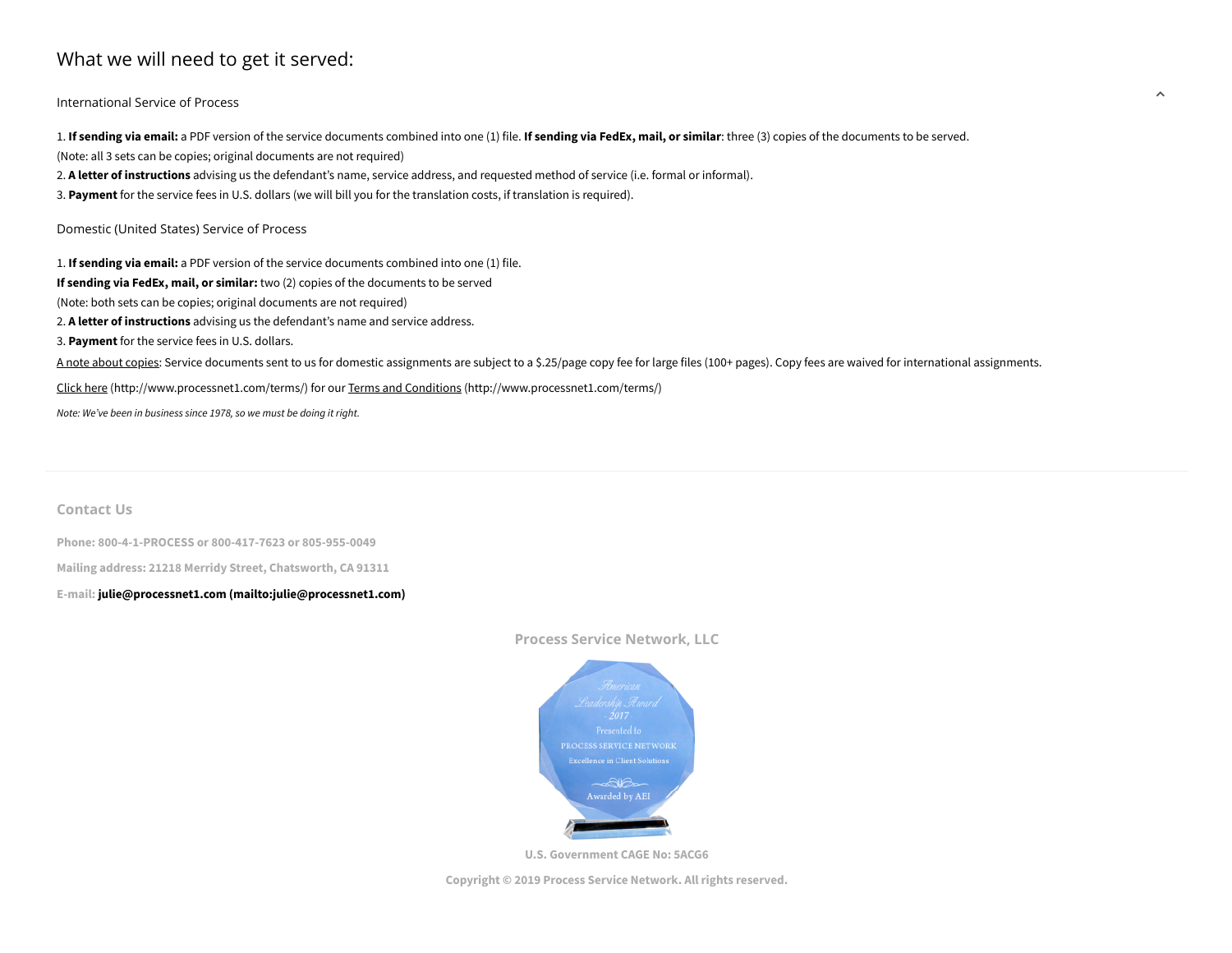## What we will need to get it served:

### International Service of Process

1. **If sending via email:** a PDF version of the service documents combined into one (1) file. **If sending via FedEx, mail, or similar**: three (3) copies of the documents to be served.
(Note: all 3 sets can be copies; original documents are not required)
2. **A letter of instructions** advising us the defendant's name, service address, and requested method of service (i.e. formal or informal).
3. **Payment** for the service fees in U.S. dollars (we will bill you for the translation costs, if translation is required).

### Domestic (United States) Service of Process

1. **If sending via email:** a PDF version of the service documents combined into one (1) file.
**If sending via FedEx, mail, or similar:** two (2) copies of the documents to be served
(Note: both sets can be copies; original documents are not required)
2. **A letter of instructions** advising us the defendant's name and service address.
3. **Payment** for the service fees in U.S. dollars.

A note about copies: Service documents sent to us for domestic assignments are subject to a $.25/page copy fee for large files (100+ pages). Copy fees are waived for international assignments.

Click here (http://www.processnet1.com/terms/) for our Terms and Conditions (http://www.processnet1.com/terms/)

*Note: We've been in business since 1978, so we must be doing it right.*

---

## Contact Us

**Phone: 800-4-1-PROCESS or 800-417-7623 or 805-955-0049**

**Mailing address: 21218 Merridy Street, Chatsworth, CA 91311**

E-mail: **julie@processnet1.com (mailto:julie@processnet1.com)**

**Process Service Network, LLC**

American Leadership Award - 2017 - Presented to PROCESS SERVICE NETWORK Excellence in Client Solutions Awarded by AEI

**U.S. Government CAGE No: 5ACG6**

**Copyright © 2019 Process Service Network. All rights reserved.**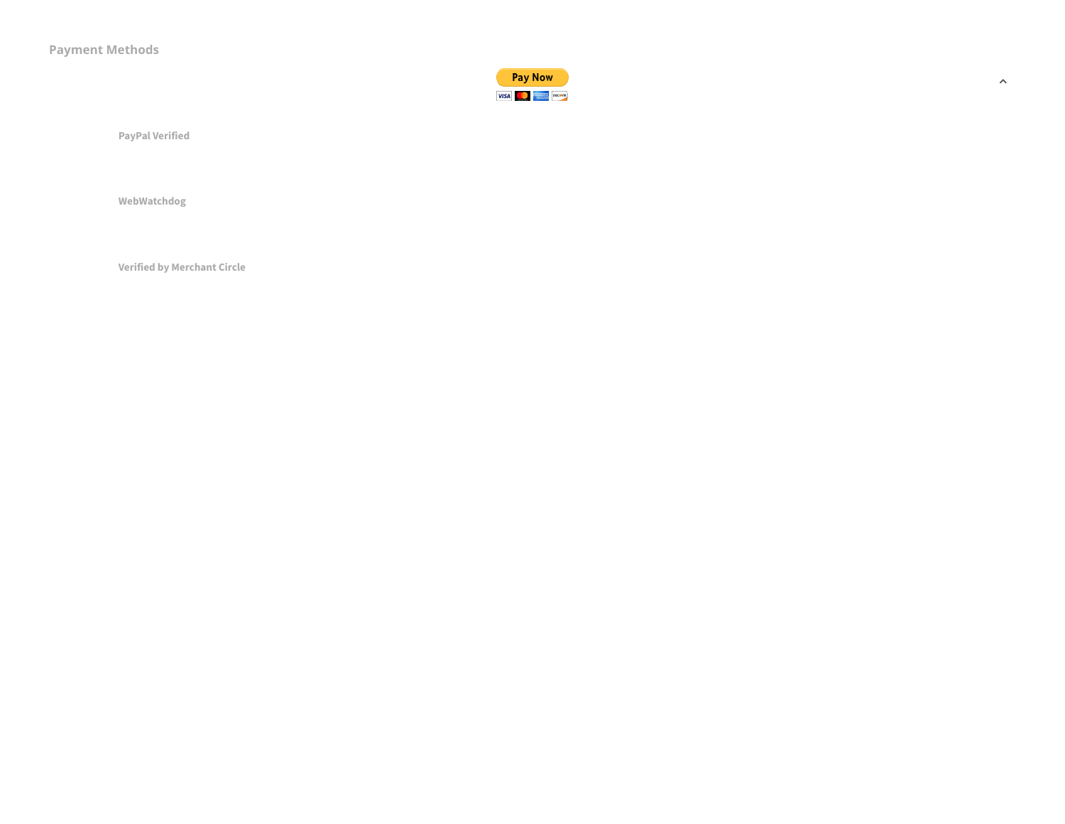## Payment Methods

Pay Now

PayPal Verified

WebWatchdog

Verified by Merchant Circle